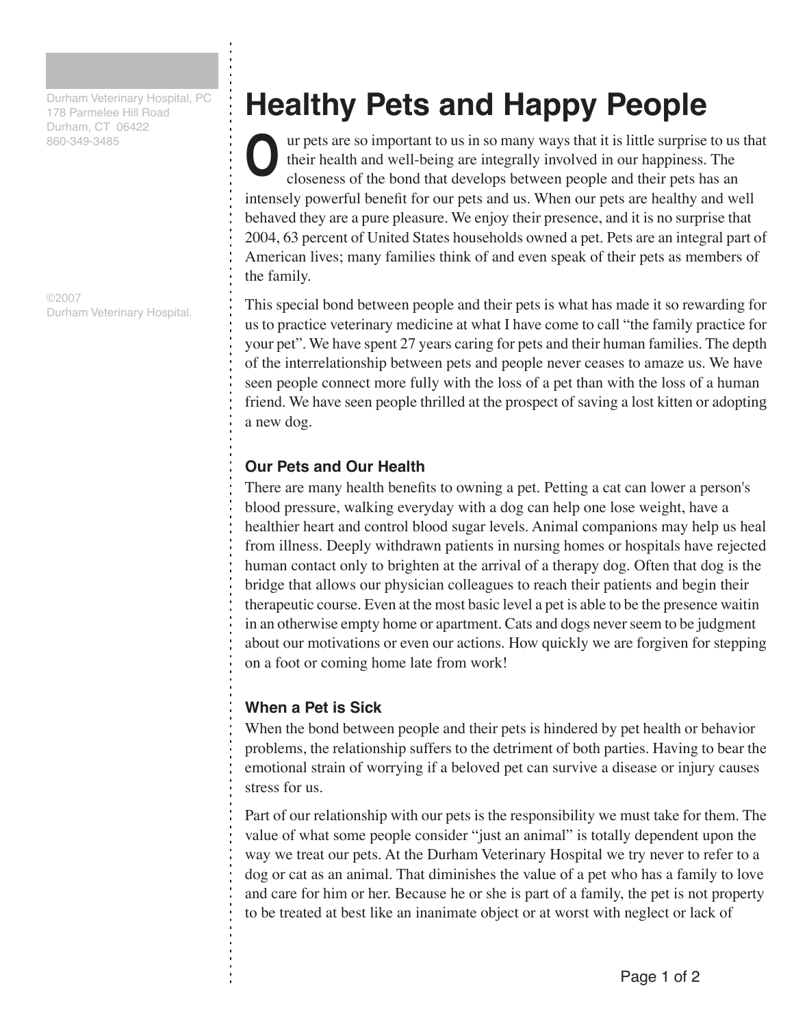Durham Veterinary Hospital, PC
178 Parmelee Hill Road
Durham, CT 06422
860-349-3485

©2007
Durham Veterinary Hospital.

# Healthy Pets and Happy People

Our pets are so important to us in so many ways that it is little surprise to us that their health and well-being are integrally involved in our happiness. The closeness of the bond that develops between people and their pets has an intensely powerful benefit for our pets and us. When our pets are healthy and well behaved they are a pure pleasure. We enjoy their presence, and it is no surprise that 2004, 63 percent of United States households owned a pet. Pets are an integral part of American lives; many families think of and even speak of their pets as members of the family.

This special bond between people and their pets is what has made it so rewarding for us to practice veterinary medicine at what I have come to call "the family practice for your pet". We have spent 27 years caring for pets and their human families. The depth of the interrelationship between pets and people never ceases to amaze us. We have seen people connect more fully with the loss of a pet than with the loss of a human friend. We have seen people thrilled at the prospect of saving a lost kitten or adopting a new dog.

### Our Pets and Our Health

There are many health benefits to owning a pet. Petting a cat can lower a person's blood pressure, walking everyday with a dog can help one lose weight, have a healthier heart and control blood sugar levels. Animal companions may help us heal from illness. Deeply withdrawn patients in nursing homes or hospitals have rejected human contact only to brighten at the arrival of a therapy dog. Often that dog is the bridge that allows our physician colleagues to reach their patients and begin their therapeutic course. Even at the most basic level a pet is able to be the presence waitin in an otherwise empty home or apartment. Cats and dogs never seem to be judgment about our motivations or even our actions. How quickly we are forgiven for stepping on a foot or coming home late from work!

### When a Pet is Sick

When the bond between people and their pets is hindered by pet health or behavior problems, the relationship suffers to the detriment of both parties. Having to bear the emotional strain of worrying if a beloved pet can survive a disease or injury causes stress for us.

Part of our relationship with our pets is the responsibility we must take for them. The value of what some people consider "just an animal" is totally dependent upon the way we treat our pets. At the Durham Veterinary Hospital we try never to refer to a dog or cat as an animal. That diminishes the value of a pet who has a family to love and care for him or her. Because he or she is part of a family, the pet is not property to be treated at best like an inanimate object or at worst with neglect or lack of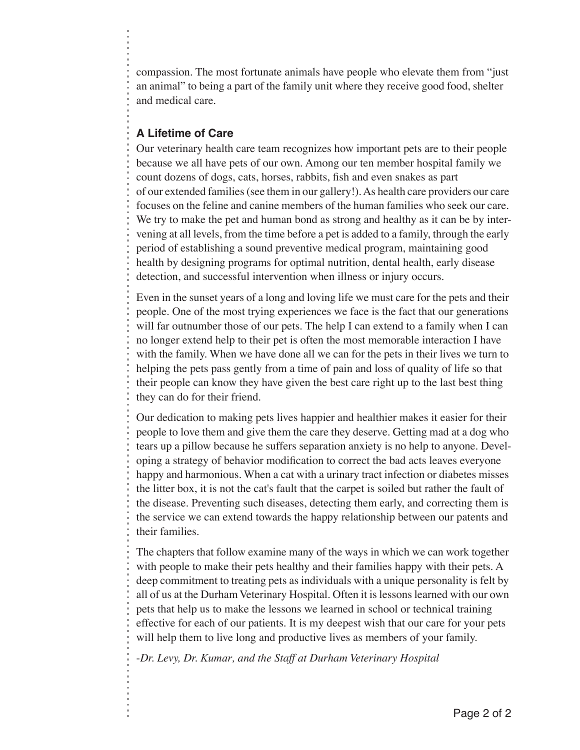compassion. The most fortunate animals have people who elevate them from "just an animal" to being a part of the family unit where they receive good food, shelter and medical care.

### A Lifetime of Care

Our veterinary health care team recognizes how important pets are to their people because we all have pets of our own. Among our ten member hospital family we count dozens of dogs, cats, horses, rabbits, fish and even snakes as part of our extended families (see them in our gallery!). As health care providers our care focuses on the feline and canine members of the human families who seek our care. We try to make the pet and human bond as strong and healthy as it can be by intervening at all levels, from the time before a pet is added to a family, through the early period of establishing a sound preventive medical program, maintaining good health by designing programs for optimal nutrition, dental health, early disease detection, and successful intervention when illness or injury occurs.

Even in the sunset years of a long and loving life we must care for the pets and their people. One of the most trying experiences we face is the fact that our generations will far outnumber those of our pets. The help I can extend to a family when I can no longer extend help to their pet is often the most memorable interaction I have with the family. When we have done all we can for the pets in their lives we turn to helping the pets pass gently from a time of pain and loss of quality of life so that their people can know they have given the best care right up to the last best thing they can do for their friend.

Our dedication to making pets lives happier and healthier makes it easier for their people to love them and give them the care they deserve. Getting mad at a dog who tears up a pillow because he suffers separation anxiety is no help to anyone. Developing a strategy of behavior modification to correct the bad acts leaves everyone happy and harmonious. When a cat with a urinary tract infection or diabetes misses the litter box, it is not the cat's fault that the carpet is soiled but rather the fault of the disease. Preventing such diseases, detecting them early, and correcting them is the service we can extend towards the happy relationship between our patents and their families.

The chapters that follow examine many of the ways in which we can work together with people to make their pets healthy and their families happy with their pets. A deep commitment to treating pets as individuals with a unique personality is felt by all of us at the Durham Veterinary Hospital. Often it is lessons learned with our own pets that help us to make the lessons we learned in school or technical training effective for each of our patients. It is my deepest wish that our care for your pets will help them to live long and productive lives as members of your family.

*-Dr. Levy, Dr. Kumar, and the Staff at Durham Veterinary Hospital*